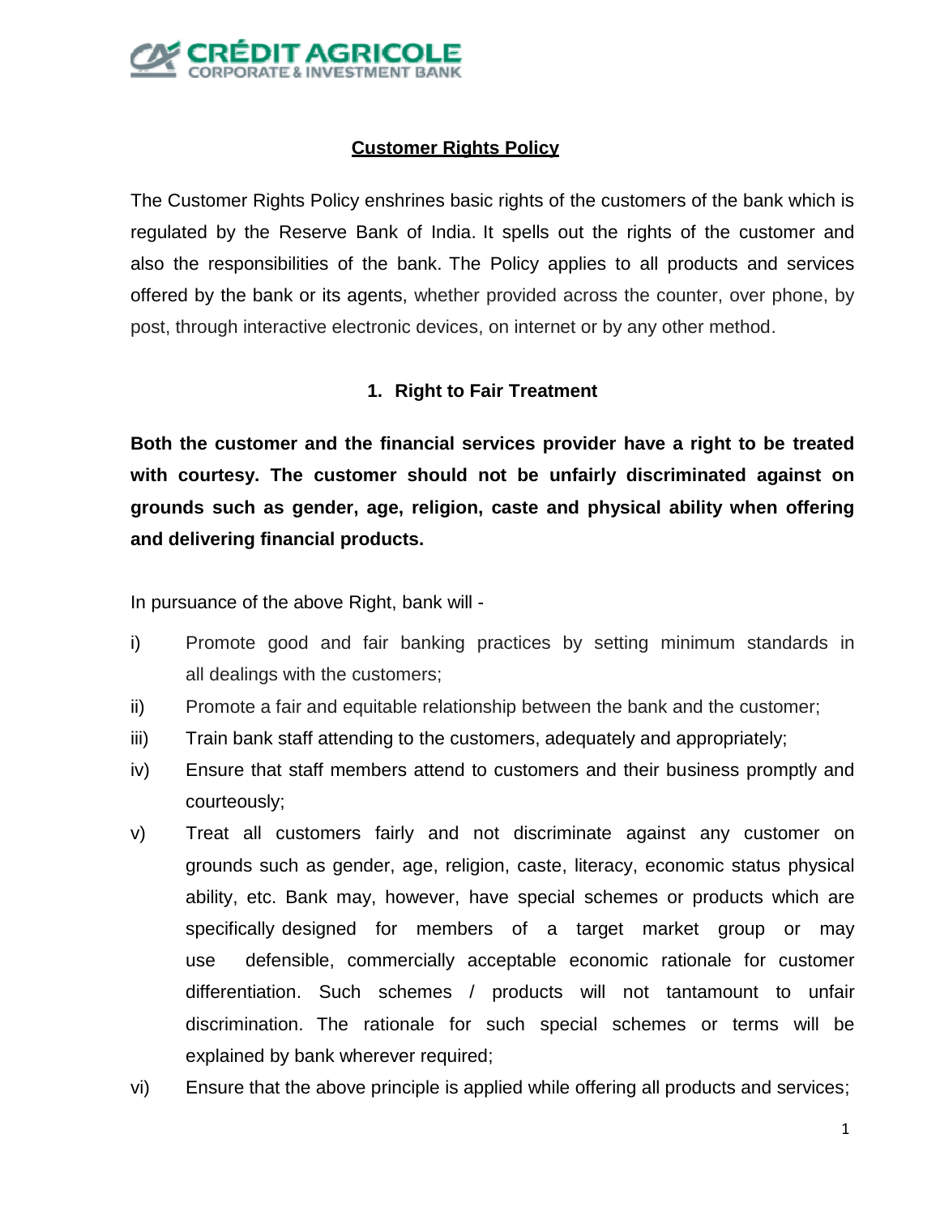# Customer Rights Policy

The Customer Rights Policy enshrines basic rights of the customers of the bank which is regulated by the Reserve Bank of India. It spells out the rights of the customer and also the responsibilities of the bank. The Policy applies to all products and services offered by the bank or its agents, whether provided across the counter, over phone, by post, through interactive electronic devices, on internet or by any other method.

## 1. Right to Fair Treatment

**Both the customer and the financial services provider have a right to be treated with courtesy. The customer should not be unfairly discriminated against on grounds such as gender, age, religion, caste and physical ability when offering and delivering financial products.**

In pursuance of the above Right, bank will -

i) Promote good and fair banking practices by setting minimum standards in all dealings with the customers;

ii) Promote a fair and equitable relationship between the bank and the customer;

iii) Train bank staff attending to the customers, adequately and appropriately;

iv) Ensure that staff members attend to customers and their business promptly and courteously;

v) Treat all customers fairly and not discriminate against any customer on grounds such as gender, age, religion, caste, literacy, economic status physical ability, etc. Bank may, however, have special schemes or products which are specifically designed for members of a target market group or may use defensible, commercially acceptable economic rationale for customer differentiation. Such schemes / products will not tantamount to unfair discrimination. The rationale for such special schemes or terms will be explained by bank wherever required;

vi) Ensure that the above principle is applied while offering all products and services;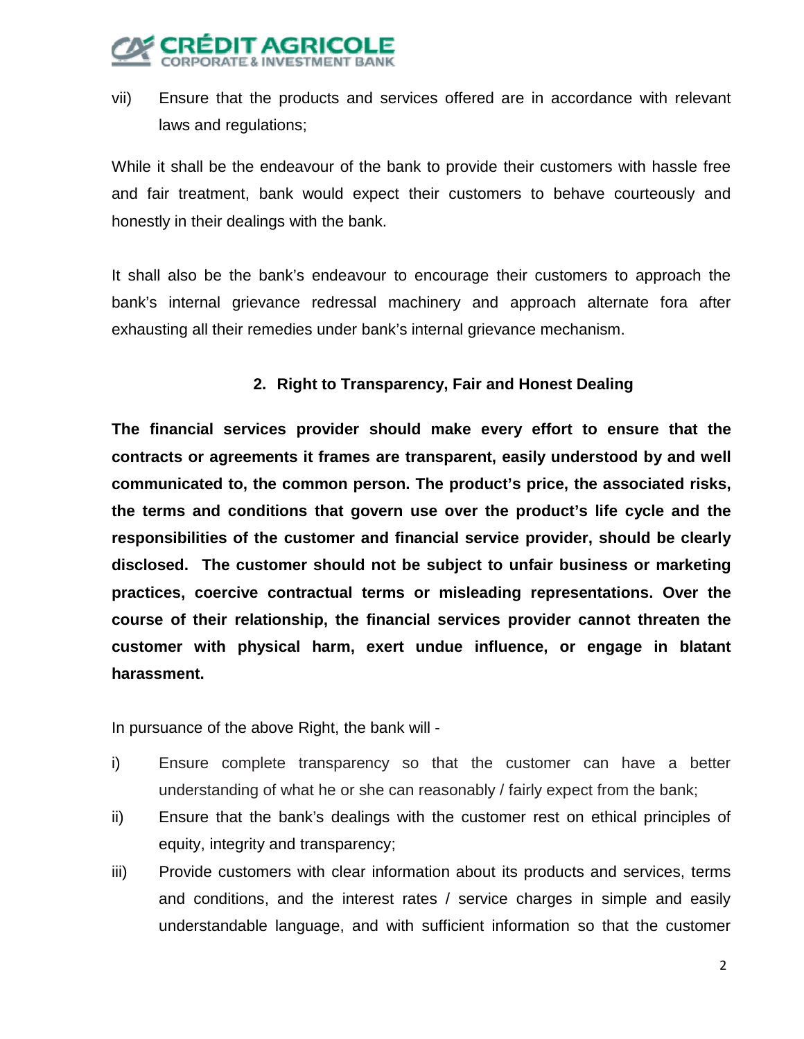vii) Ensure that the products and services offered are in accordance with relevant laws and regulations;

While it shall be the endeavour of the bank to provide their customers with hassle free and fair treatment, bank would expect their customers to behave courteously and honestly in their dealings with the bank.

It shall also be the bank's endeavour to encourage their customers to approach the bank's internal grievance redressal machinery and approach alternate fora after exhausting all their remedies under bank's internal grievance mechanism.

## 2. Right to Transparency, Fair and Honest Dealing

**The financial services provider should make every effort to ensure that the contracts or agreements it frames are transparent, easily understood by and well communicated to, the common person. The product's price, the associated risks, the terms and conditions that govern use over the product's life cycle and the responsibilities of the customer and financial service provider, should be clearly disclosed. The customer should not be subject to unfair business or marketing practices, coercive contractual terms or misleading representations. Over the course of their relationship, the financial services provider cannot threaten the customer with physical harm, exert undue influence, or engage in blatant harassment.**

In pursuance of the above Right, the bank will -

i) Ensure complete transparency so that the customer can have a better understanding of what he or she can reasonably / fairly expect from the bank;

ii) Ensure that the bank's dealings with the customer rest on ethical principles of equity, integrity and transparency;

iii) Provide customers with clear information about its products and services, terms and conditions, and the interest rates / service charges in simple and easily understandable language, and with sufficient information so that the customer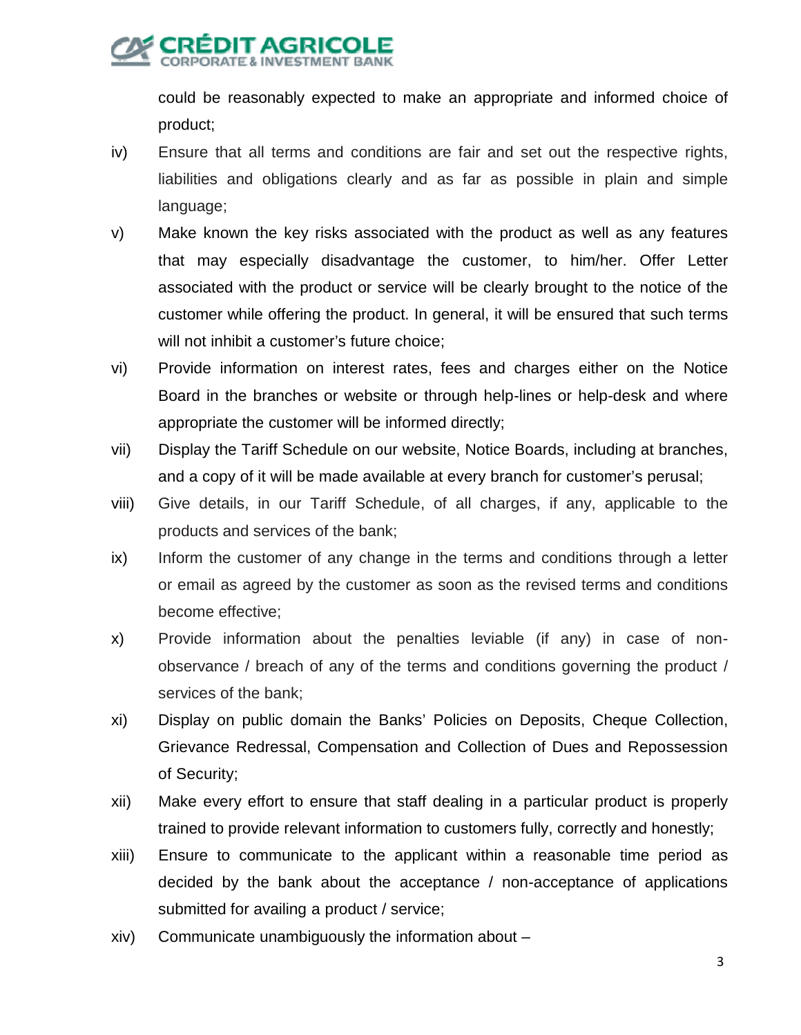could be reasonably expected to make an appropriate and informed choice of product;

iv) Ensure that all terms and conditions are fair and set out the respective rights, liabilities and obligations clearly and as far as possible in plain and simple language;

v) Make known the key risks associated with the product as well as any features that may especially disadvantage the customer, to him/her. Offer Letter associated with the product or service will be clearly brought to the notice of the customer while offering the product. In general, it will be ensured that such terms will not inhibit a customer's future choice;

vi) Provide information on interest rates, fees and charges either on the Notice Board in the branches or website or through help-lines or help-desk and where appropriate the customer will be informed directly;

vii) Display the Tariff Schedule on our website, Notice Boards, including at branches, and a copy of it will be made available at every branch for customer's perusal;

viii) Give details, in our Tariff Schedule, of all charges, if any, applicable to the products and services of the bank;

ix) Inform the customer of any change in the terms and conditions through a letter or email as agreed by the customer as soon as the revised terms and conditions become effective;

x) Provide information about the penalties leviable (if any) in case of non-observance / breach of any of the terms and conditions governing the product / services of the bank;

xi) Display on public domain the Banks' Policies on Deposits, Cheque Collection, Grievance Redressal, Compensation and Collection of Dues and Repossession of Security;

xii) Make every effort to ensure that staff dealing in a particular product is properly trained to provide relevant information to customers fully, correctly and honestly;

xiii) Ensure to communicate to the applicant within a reasonable time period as decided by the bank about the acceptance / non-acceptance of applications submitted for availing a product / service;

xiv) Communicate unambiguously the information about –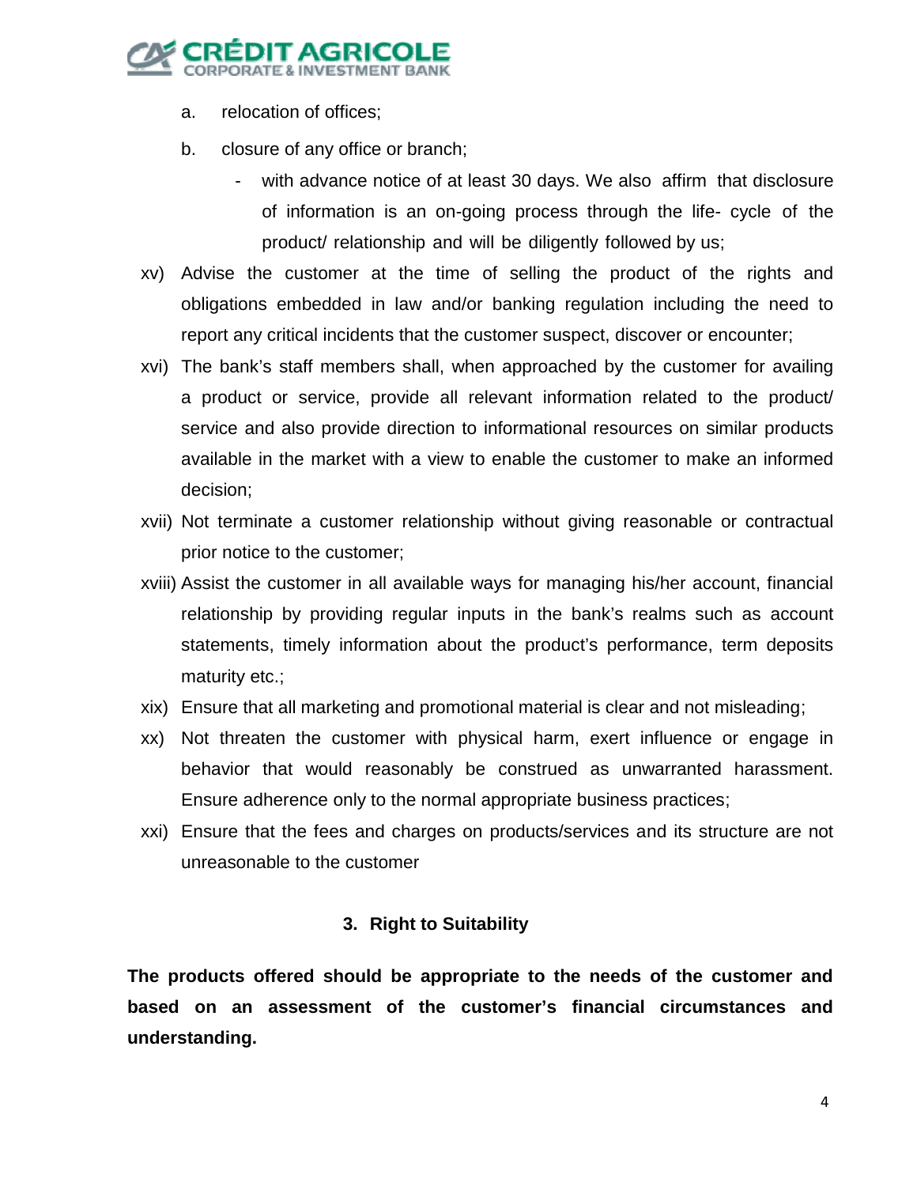a. relocation of offices;

b. closure of any office or branch;

   - with advance notice of at least 30 days. We also affirm that disclosure of information is an on-going process through the life- cycle of the product/ relationship and will be diligently followed by us;

xv) Advise the customer at the time of selling the product of the rights and obligations embedded in law and/or banking regulation including the need to report any critical incidents that the customer suspect, discover or encounter;

xvi) The bank's staff members shall, when approached by the customer for availing a product or service, provide all relevant information related to the product/ service and also provide direction to informational resources on similar products available in the market with a view to enable the customer to make an informed decision;

xvii) Not terminate a customer relationship without giving reasonable or contractual prior notice to the customer;

xviii) Assist the customer in all available ways for managing his/her account, financial relationship by providing regular inputs in the bank's realms such as account statements, timely information about the product's performance, term deposits maturity etc.;

xix) Ensure that all marketing and promotional material is clear and not misleading;

xx) Not threaten the customer with physical harm, exert influence or engage in behavior that would reasonably be construed as unwarranted harassment. Ensure adherence only to the normal appropriate business practices;

xxi) Ensure that the fees and charges on products/services and its structure are not unreasonable to the customer

## 3. Right to Suitability

**The products offered should be appropriate to the needs of the customer and based on an assessment of the customer's financial circumstances and understanding.**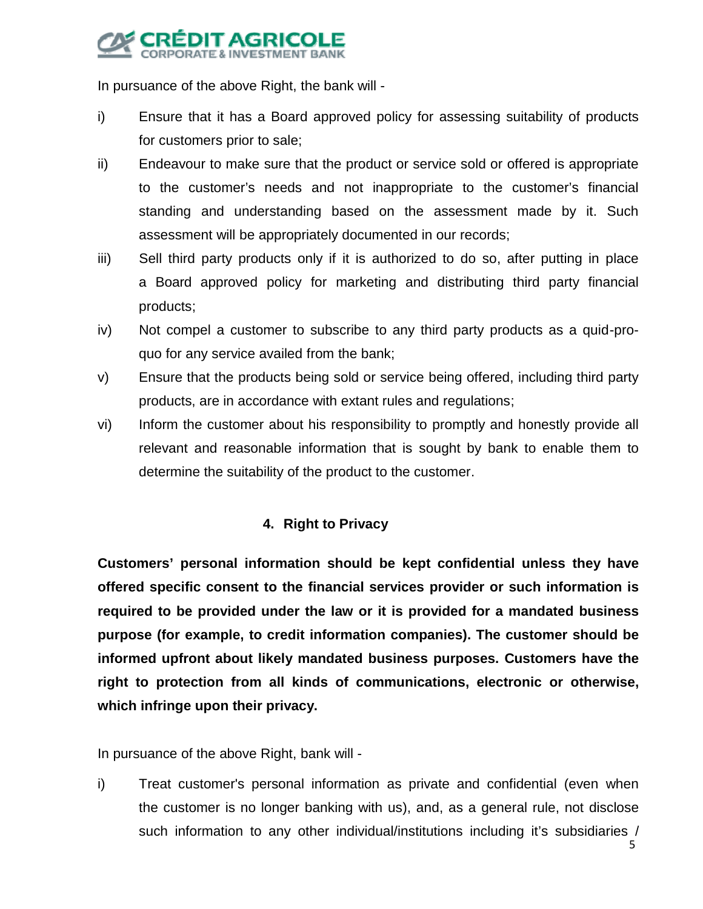In pursuance of the above Right, the bank will -

i) Ensure that it has a Board approved policy for assessing suitability of products for customers prior to sale;

ii) Endeavour to make sure that the product or service sold or offered is appropriate to the customer's needs and not inappropriate to the customer's financial standing and understanding based on the assessment made by it. Such assessment will be appropriately documented in our records;

iii) Sell third party products only if it is authorized to do so, after putting in place a Board approved policy for marketing and distributing third party financial products;

iv) Not compel a customer to subscribe to any third party products as a quid-pro-quo for any service availed from the bank;

v) Ensure that the products being sold or service being offered, including third party products, are in accordance with extant rules and regulations;

vi) Inform the customer about his responsibility to promptly and honestly provide all relevant and reasonable information that is sought by bank to enable them to determine the suitability of the product to the customer.

## 4. Right to Privacy

**Customers' personal information should be kept confidential unless they have offered specific consent to the financial services provider or such information is required to be provided under the law or it is provided for a mandated business purpose (for example, to credit information companies). The customer should be informed upfront about likely mandated business purposes. Customers have the right to protection from all kinds of communications, electronic or otherwise, which infringe upon their privacy.**

In pursuance of the above Right, bank will -

i) Treat customer's personal information as private and confidential (even when the customer is no longer banking with us), and, as a general rule, not disclose such information to any other individual/institutions including it's subsidiaries /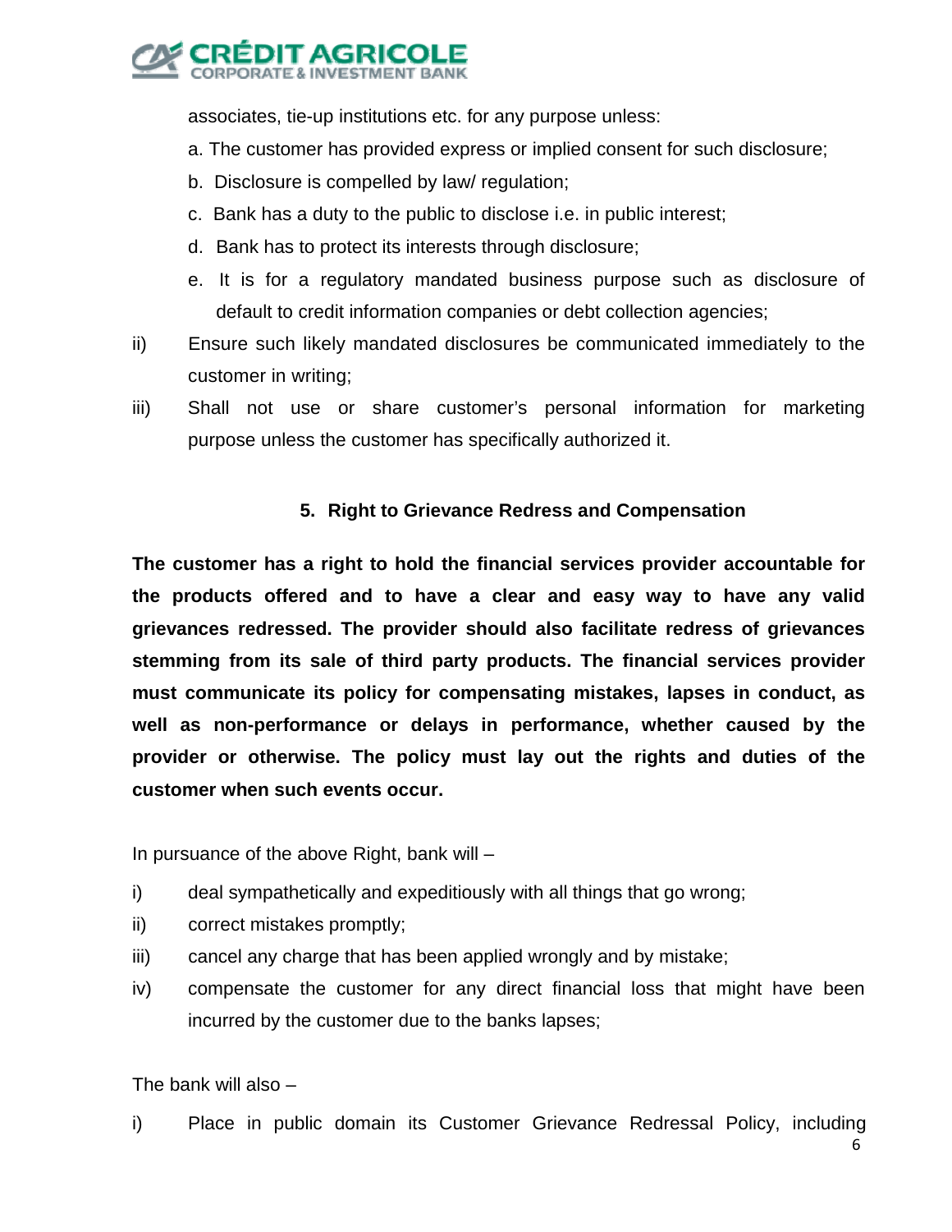associates, tie-up institutions etc. for any purpose unless:

a. The customer has provided express or implied consent for such disclosure;

b. Disclosure is compelled by law/ regulation;

c. Bank has a duty to the public to disclose i.e. in public interest;

d. Bank has to protect its interests through disclosure;

e. It is for a regulatory mandated business purpose such as disclosure of default to credit information companies or debt collection agencies;

ii) Ensure such likely mandated disclosures be communicated immediately to the customer in writing;

iii) Shall not use or share customer's personal information for marketing purpose unless the customer has specifically authorized it.

### 5. Right to Grievance Redress and Compensation

**The customer has a right to hold the financial services provider accountable for the products offered and to have a clear and easy way to have any valid grievances redressed. The provider should also facilitate redress of grievances stemming from its sale of third party products. The financial services provider must communicate its policy for compensating mistakes, lapses in conduct, as well as non-performance or delays in performance, whether caused by the provider or otherwise. The policy must lay out the rights and duties of the customer when such events occur.**

In pursuance of the above Right, bank will –

i) deal sympathetically and expeditiously with all things that go wrong;

ii) correct mistakes promptly;

iii) cancel any charge that has been applied wrongly and by mistake;

iv) compensate the customer for any direct financial loss that might have been incurred by the customer due to the banks lapses;

The bank will also –

i) Place in public domain its Customer Grievance Redressal Policy, including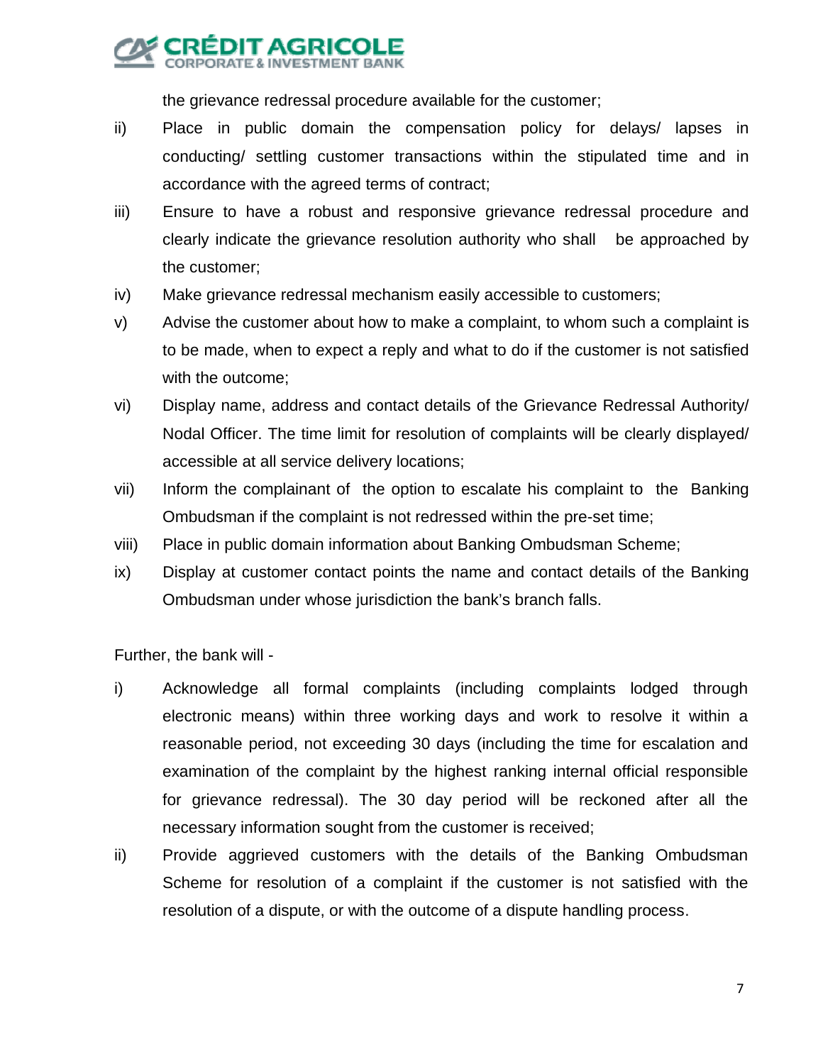the grievance redressal procedure available for the customer;

ii) Place in public domain the compensation policy for delays/ lapses in conducting/ settling customer transactions within the stipulated time and in accordance with the agreed terms of contract;

iii) Ensure to have a robust and responsive grievance redressal procedure and clearly indicate the grievance resolution authority who shall be approached by the customer;

iv) Make grievance redressal mechanism easily accessible to customers;

v) Advise the customer about how to make a complaint, to whom such a complaint is to be made, when to expect a reply and what to do if the customer is not satisfied with the outcome;

vi) Display name, address and contact details of the Grievance Redressal Authority/ Nodal Officer. The time limit for resolution of complaints will be clearly displayed/ accessible at all service delivery locations;

vii) Inform the complainant of the option to escalate his complaint to the Banking Ombudsman if the complaint is not redressed within the pre-set time;

viii) Place in public domain information about Banking Ombudsman Scheme;

ix) Display at customer contact points the name and contact details of the Banking Ombudsman under whose jurisdiction the bank's branch falls.

Further, the bank will -

i) Acknowledge all formal complaints (including complaints lodged through electronic means) within three working days and work to resolve it within a reasonable period, not exceeding 30 days (including the time for escalation and examination of the complaint by the highest ranking internal official responsible for grievance redressal). The 30 day period will be reckoned after all the necessary information sought from the customer is received;

ii) Provide aggrieved customers with the details of the Banking Ombudsman Scheme for resolution of a complaint if the customer is not satisfied with the resolution of a dispute, or with the outcome of a dispute handling process.